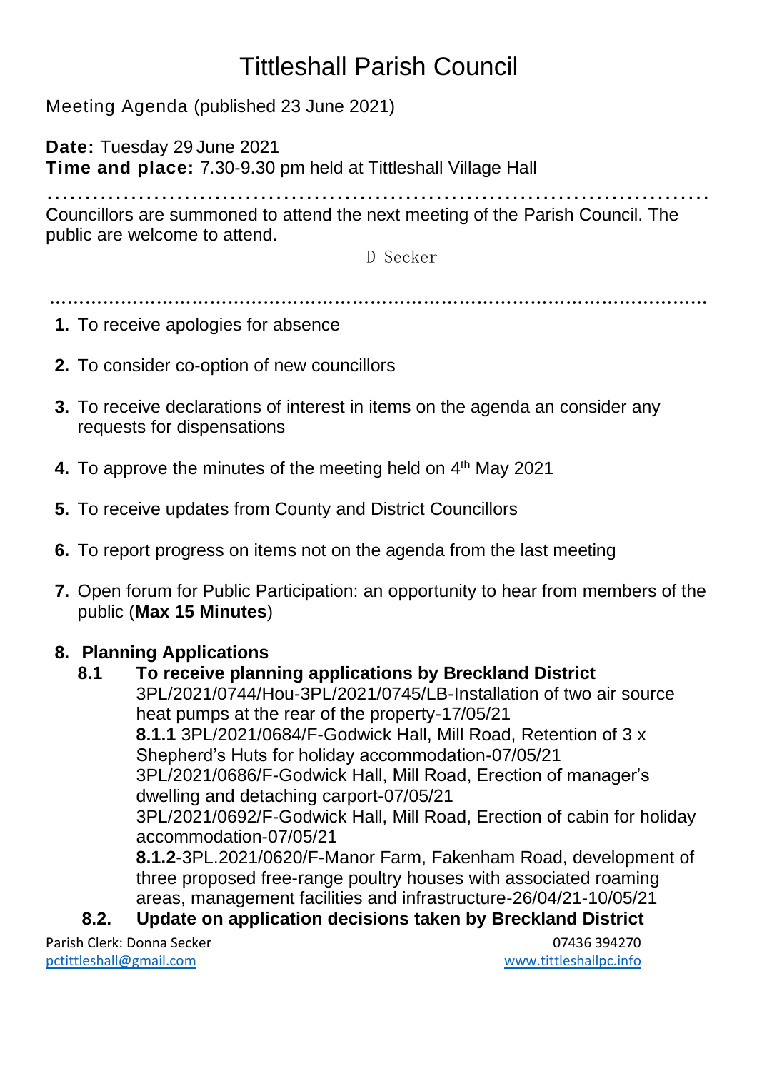# Tittleshall Parish Council

Meeting Agenda (published 23 June 2021)

**Date:** Tuesday 29 June 2021
**Time and place:** 7.30-9.30 pm held at Tittleshall Village Hall

Councillors are summoned to attend the next meeting of the Parish Council. The public are welcome to attend.

D Secker

1. To receive apologies for absence
2. To consider co-option of new councillors
3. To receive declarations of interest in items on the agenda an consider any requests for dispensations
4. To approve the minutes of the meeting held on 4th May 2021
5. To receive updates from County and District Councillors
6. To report progress on items not on the agenda from the last meeting
7. Open forum for Public Participation: an opportunity to hear from members of the public (**Max 15 Minutes**)
8. **Planning Applications**
   - **8.1 To receive planning applications by Breckland District**
     3PL/2021/0744/Hou-3PL/2021/0745/LB-Installation of two air source heat pumps at the rear of the property-17/05/21
     **8.1.1** 3PL/2021/0684/F-Godwick Hall, Mill Road, Retention of 3 x Shepherd's Huts for holiday accommodation-07/05/21
     3PL/2021/0686/F-Godwick Hall, Mill Road, Erection of manager's dwelling and detaching carport-07/05/21
     3PL/2021/0692/F-Godwick Hall, Mill Road, Erection of cabin for holiday accommodation-07/05/21
     **8.1.2**-3PL.2021/0620/F-Manor Farm, Fakenham Road, development of three proposed free-range poultry houses with associated roaming areas, management facilities and infrastructure-26/04/21-10/05/21
   - **8.2. Update on application decisions taken by Breckland District**

Parish Clerk: Donna Secker 07436 394270
pctittleshall@gmail.com www.tittleshallpc.info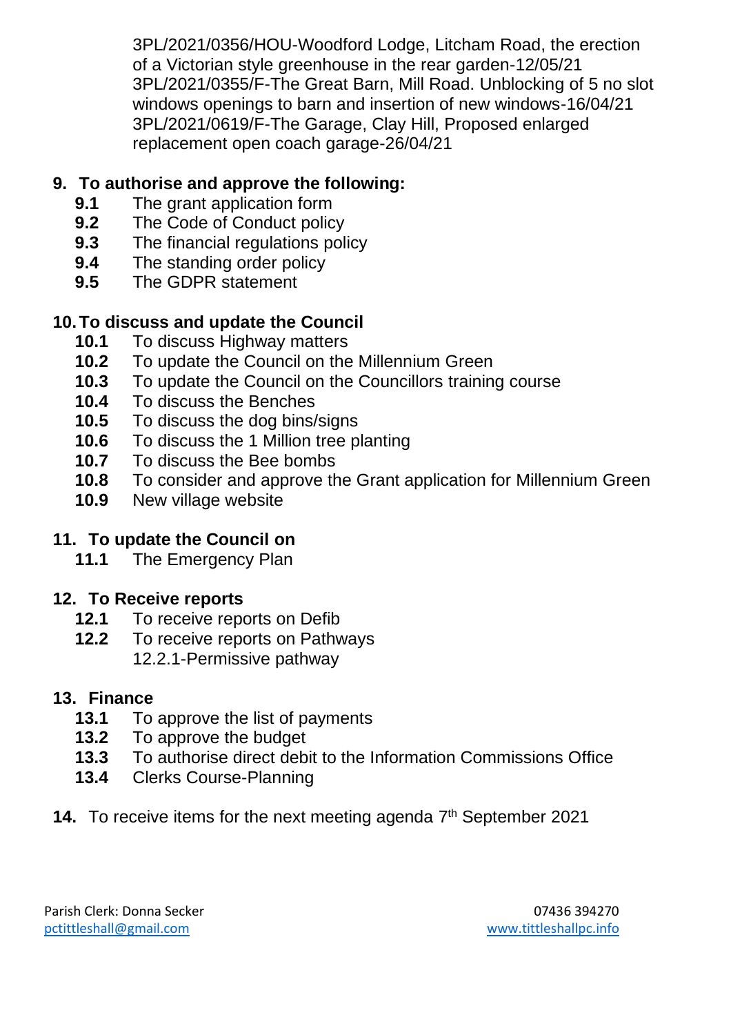3PL/2021/0356/HOU-Woodford Lodge, Litcham Road, the erection of a Victorian style greenhouse in the rear garden-12/05/21
3PL/2021/0355/F-The Great Barn, Mill Road. Unblocking of 5 no slot windows openings to barn and insertion of new windows-16/04/21
3PL/2021/0619/F-The Garage, Clay Hill, Proposed enlarged replacement open coach garage-26/04/21

**9. To authorise and approve the following:**

- **9.1** The grant application form
- **9.2** The Code of Conduct policy
- **9.3** The financial regulations policy
- **9.4** The standing order policy
- **9.5** The GDPR statement

**10. To discuss and update the Council**

- **10.1** To discuss Highway matters
- **10.2** To update the Council on the Millennium Green
- **10.3** To update the Council on the Councillors training course
- **10.4** To discuss the Benches
- **10.5** To discuss the dog bins/signs
- **10.6** To discuss the 1 Million tree planting
- **10.7** To discuss the Bee bombs
- **10.8** To consider and approve the Grant application for Millennium Green
- **10.9** New village website

**11. To update the Council on**

- **11.1** The Emergency Plan

**12. To Receive reports**

- **12.1** To receive reports on Defib
- **12.2** To receive reports on Pathways
  - 12.2.1-Permissive pathway

**13. Finance**

- **13.1** To approve the list of payments
- **13.2** To approve the budget
- **13.3** To authorise direct debit to the Information Commissions Office
- **13.4** Clerks Course-Planning

**14.** To receive items for the next meeting agenda 7th September 2021

Parish Clerk: Donna Secker
pctittleshall@gmail.com

07436 394270
www.tittleshallpc.info